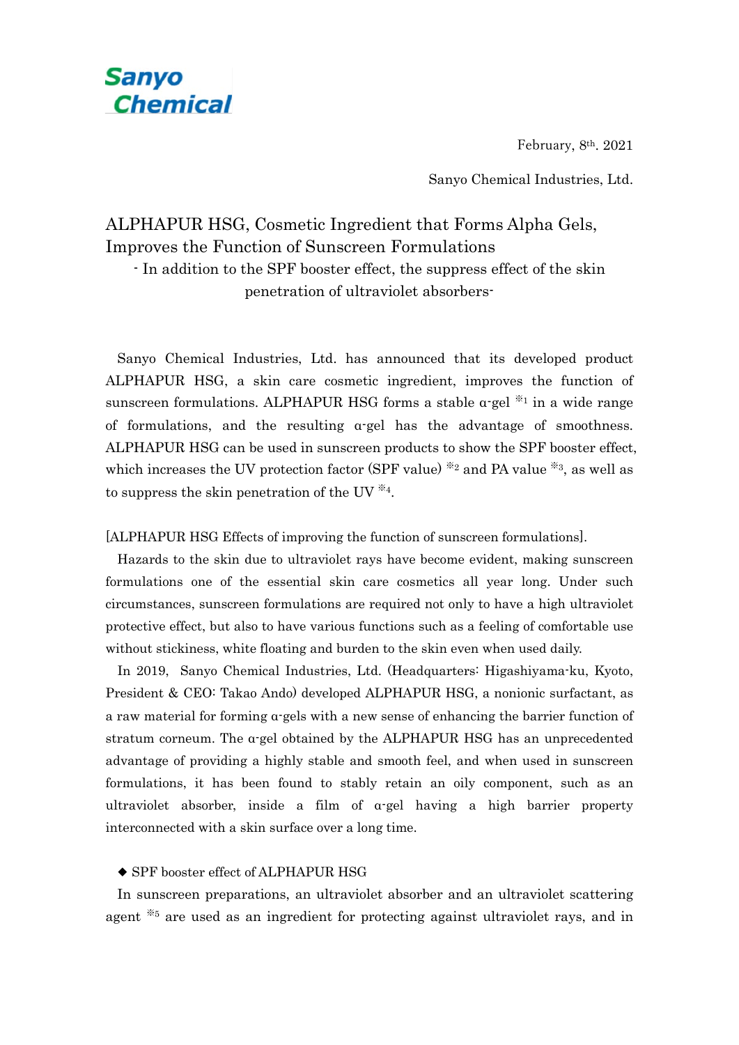Sanyo Chemical

February, 8th. 2021

Sanyo Chemical Industries, Ltd.

# ALPHAPUR HSG, Cosmetic Ingredient that Forms Alpha Gels, Improves the Function of Sunscreen Formulations

## - In addition to the SPF booster effect, the suppress effect of the skin penetration of ultraviolet absorbers-

Sanyo Chemical Industries, Ltd. has announced that its developed product ALPHAPUR HSG, a skin care cosmetic ingredient, improves the function of sunscreen formulations. ALPHAPUR HSG forms a stable α-gel ※1 in a wide range of formulations, and the resulting α-gel has the advantage of smoothness. ALPHAPUR HSG can be used in sunscreen products to show the SPF booster effect, which increases the UV protection factor (SPF value) ※2 and PA value ※3, as well as to suppress the skin penetration of the UV ※4.

[ALPHAPUR HSG Effects of improving the function of sunscreen formulations].

Hazards to the skin due to ultraviolet rays have become evident, making sunscreen formulations one of the essential skin care cosmetics all year long. Under such circumstances, sunscreen formulations are required not only to have a high ultraviolet protective effect, but also to have various functions such as a feeling of comfortable use without stickiness, white floating and burden to the skin even when used daily.

In 2019, Sanyo Chemical Industries, Ltd. (Headquarters: Higashiyama-ku, Kyoto, President & CEO: Takao Ando) developed ALPHAPUR HSG, a nonionic surfactant, as a raw material for forming α-gels with a new sense of enhancing the barrier function of stratum corneum. The α-gel obtained by the ALPHAPUR HSG has an unprecedented advantage of providing a highly stable and smooth feel, and when used in sunscreen formulations, it has been found to stably retain an oily component, such as an ultraviolet absorber, inside a film of α-gel having a high barrier property interconnected with a skin surface over a long time.

◆ SPF booster effect of ALPHAPUR HSG

In sunscreen preparations, an ultraviolet absorber and an ultraviolet scattering agent ※5 are used as an ingredient for protecting against ultraviolet rays, and in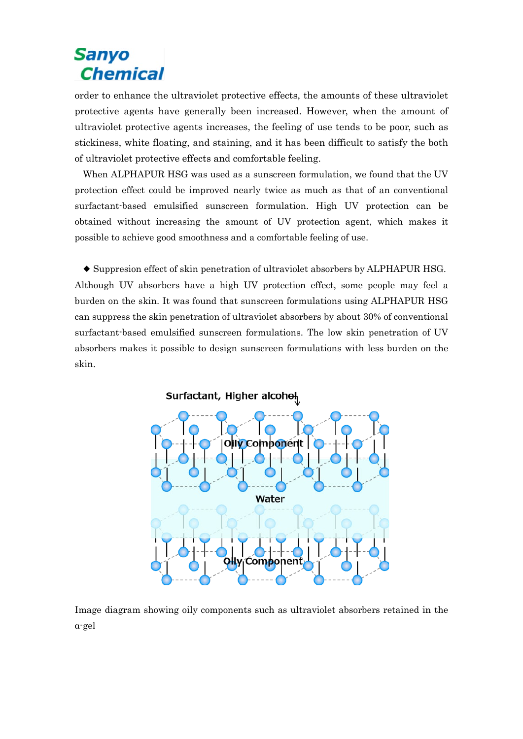order to enhance the ultraviolet protective effects, the amounts of these ultraviolet protective agents have generally been increased. However, when the amount of ultraviolet protective agents increases, the feeling of use tends to be poor, such as stickiness, white floating, and staining, and it has been difficult to satisfy the both of ultraviolet protective effects and comfortable feeling.

When ALPHAPUR HSG was used as a sunscreen formulation, we found that the UV protection effect could be improved nearly twice as much as that of an conventional surfactant-based emulsified sunscreen formulation. High UV protection can be obtained without increasing the amount of UV protection agent, which makes it possible to achieve good smoothness and a comfortable feeling of use.

◆ Suppresion effect of skin penetration of ultraviolet absorbers by ALPHAPUR HSG.
Although UV absorbers have a high UV protection effect, some people may feel a burden on the skin. It was found that sunscreen formulations using ALPHAPUR HSG can suppress the skin penetration of ultraviolet absorbers by about 30% of conventional surfactant-based emulsified sunscreen formulations. The low skin penetration of UV absorbers makes it possible to design sunscreen formulations with less burden on the skin.

Surfactant, Higher alcohol

Oily Component

Water

Oily Component

Image diagram showing oily components such as ultraviolet absorbers retained in the α-gel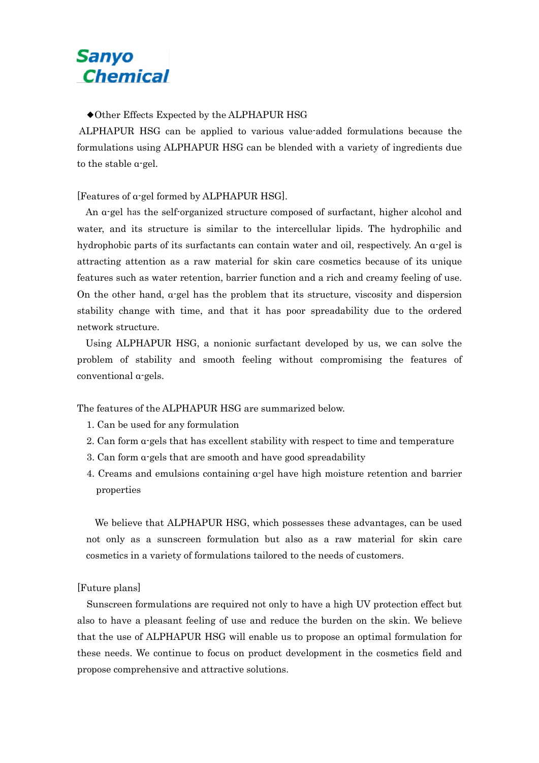◆Other Effects Expected by the ALPHAPUR HSG

ALPHAPUR HSG can be applied to various value-added formulations because the formulations using ALPHAPUR HSG can be blended with a variety of ingredients due to the stable α-gel.

[Features of α-gel formed by ALPHAPUR HSG].

An α-gel has the self-organized structure composed of surfactant, higher alcohol and water, and its structure is similar to the intercellular lipids. The hydrophilic and hydrophobic parts of its surfactants can contain water and oil, respectively. An α-gel is attracting attention as a raw material for skin care cosmetics because of its unique features such as water retention, barrier function and a rich and creamy feeling of use. On the other hand, α-gel has the problem that its structure, viscosity and dispersion stability change with time, and that it has poor spreadability due to the ordered network structure.

Using ALPHAPUR HSG, a nonionic surfactant developed by us, we can solve the problem of stability and smooth feeling without compromising the features of conventional α-gels.

The features of the ALPHAPUR HSG are summarized below.

1. Can be used for any formulation
2. Can form α-gels that has excellent stability with respect to time and temperature
3. Can form α-gels that are smooth and have good spreadability
4. Creams and emulsions containing α-gel have high moisture retention and barrier properties

We believe that ALPHAPUR HSG, which possesses these advantages, can be used not only as a sunscreen formulation but also as a raw material for skin care cosmetics in a variety of formulations tailored to the needs of customers.

[Future plans]

Sunscreen formulations are required not only to have a high UV protection effect but also to have a pleasant feeling of use and reduce the burden on the skin. We believe that the use of ALPHAPUR HSG will enable us to propose an optimal formulation for these needs. We continue to focus on product development in the cosmetics field and propose comprehensive and attractive solutions.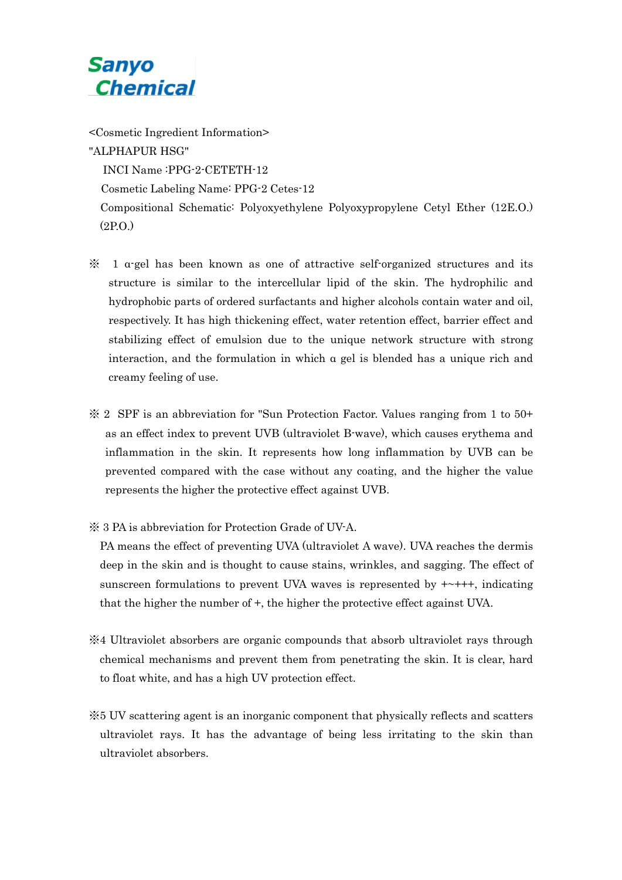Sanyo Chemical

<Cosmetic Ingredient Information>

"ALPHAPUR HSG"

INCI Name :PPG-2-CETETH-12

Cosmetic Labeling Name: PPG-2 Cetes-12

Compositional Schematic: Polyoxyethylene Polyoxypropylene Cetyl Ether (12E.O.) (2P.O.)

※ 1 α-gel has been known as one of attractive self-organized structures and its structure is similar to the intercellular lipid of the skin. The hydrophilic and hydrophobic parts of ordered surfactants and higher alcohols contain water and oil, respectively. It has high thickening effect, water retention effect, barrier effect and stabilizing effect of emulsion due to the unique network structure with strong interaction, and the formulation in which α gel is blended has a unique rich and creamy feeling of use.

※ 2 SPF is an abbreviation for "Sun Protection Factor. Values ranging from 1 to 50+ as an effect index to prevent UVB (ultraviolet B-wave), which causes erythema and inflammation in the skin. It represents how long inflammation by UVB can be prevented compared with the case without any coating, and the higher the value represents the higher the protective effect against UVB.

※ 3 PA is abbreviation for Protection Grade of UV-A.
PA means the effect of preventing UVA (ultraviolet A wave). UVA reaches the dermis deep in the skin and is thought to cause stains, wrinkles, and sagging. The effect of sunscreen formulations to prevent UVA waves is represented by +~+++, indicating that the higher the number of +, the higher the protective effect against UVA.

※4 Ultraviolet absorbers are organic compounds that absorb ultraviolet rays through chemical mechanisms and prevent them from penetrating the skin. It is clear, hard to float white, and has a high UV protection effect.

※5 UV scattering agent is an inorganic component that physically reflects and scatters ultraviolet rays. It has the advantage of being less irritating to the skin than ultraviolet absorbers.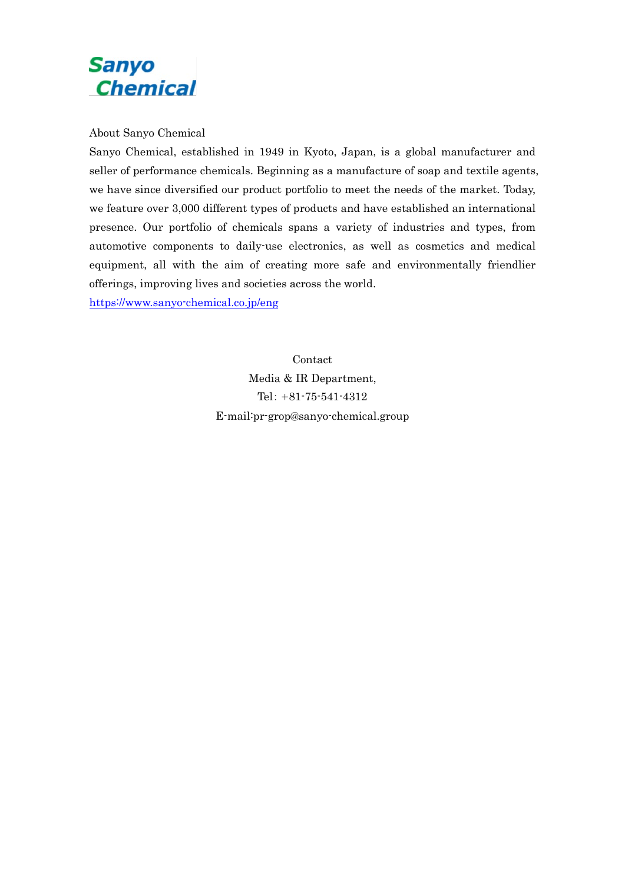Sanyo Chemical

About Sanyo Chemical

Sanyo Chemical, established in 1949 in Kyoto, Japan, is a global manufacturer and seller of performance chemicals. Beginning as a manufacture of soap and textile agents, we have since diversified our product portfolio to meet the needs of the market. Today, we feature over 3,000 different types of products and have established an international presence. Our portfolio of chemicals spans a variety of industries and types, from automotive components to daily-use electronics, as well as cosmetics and medical equipment, all with the aim of creating more safe and environmentally friendlier offerings, improving lives and societies across the world.

https://www.sanyo-chemical.co.jp/eng

Contact

Media & IR Department,

Tel: +81-75-541-4312

E-mail:pr-grop@sanyo-chemical.group